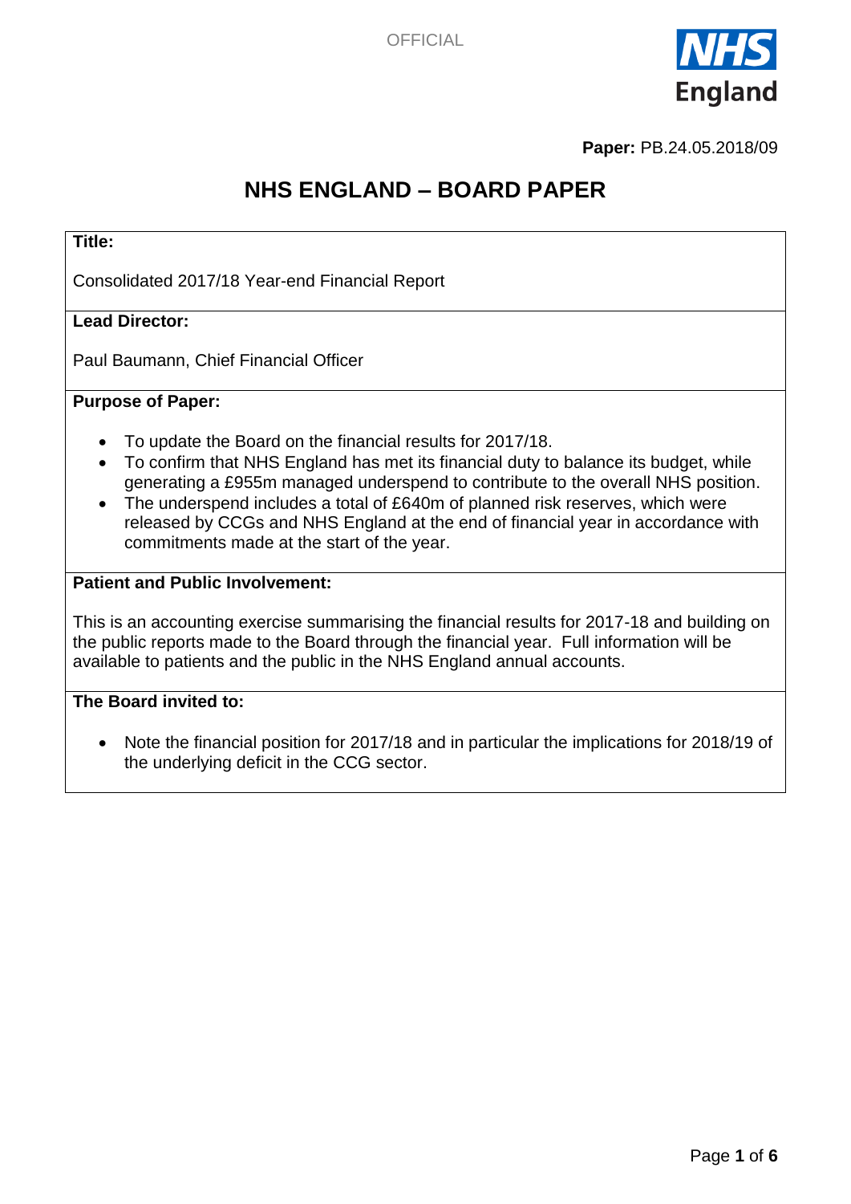**Paper:** PB.24.05.2018/09

# NHS ENGLAND – BOARD PAPER

**Title:**

Consolidated 2017/18 Year-end Financial Report

**Lead Director:**

Paul Baumann, Chief Financial Officer

**Purpose of Paper:**

- To update the Board on the financial results for 2017/18.
- To confirm that NHS England has met its financial duty to balance its budget, while generating a £955m managed underspend to contribute to the overall NHS position.
- The underspend includes a total of £640m of planned risk reserves, which were released by CCGs and NHS England at the end of financial year in accordance with commitments made at the start of the year.

**Patient and Public Involvement:**

This is an accounting exercise summarising the financial results for 2017-18 and building on the public reports made to the Board through the financial year. Full information will be available to patients and the public in the NHS England annual accounts.

**The Board invited to:**

- Note the financial position for 2017/18 and in particular the implications for 2018/19 of the underlying deficit in the CCG sector.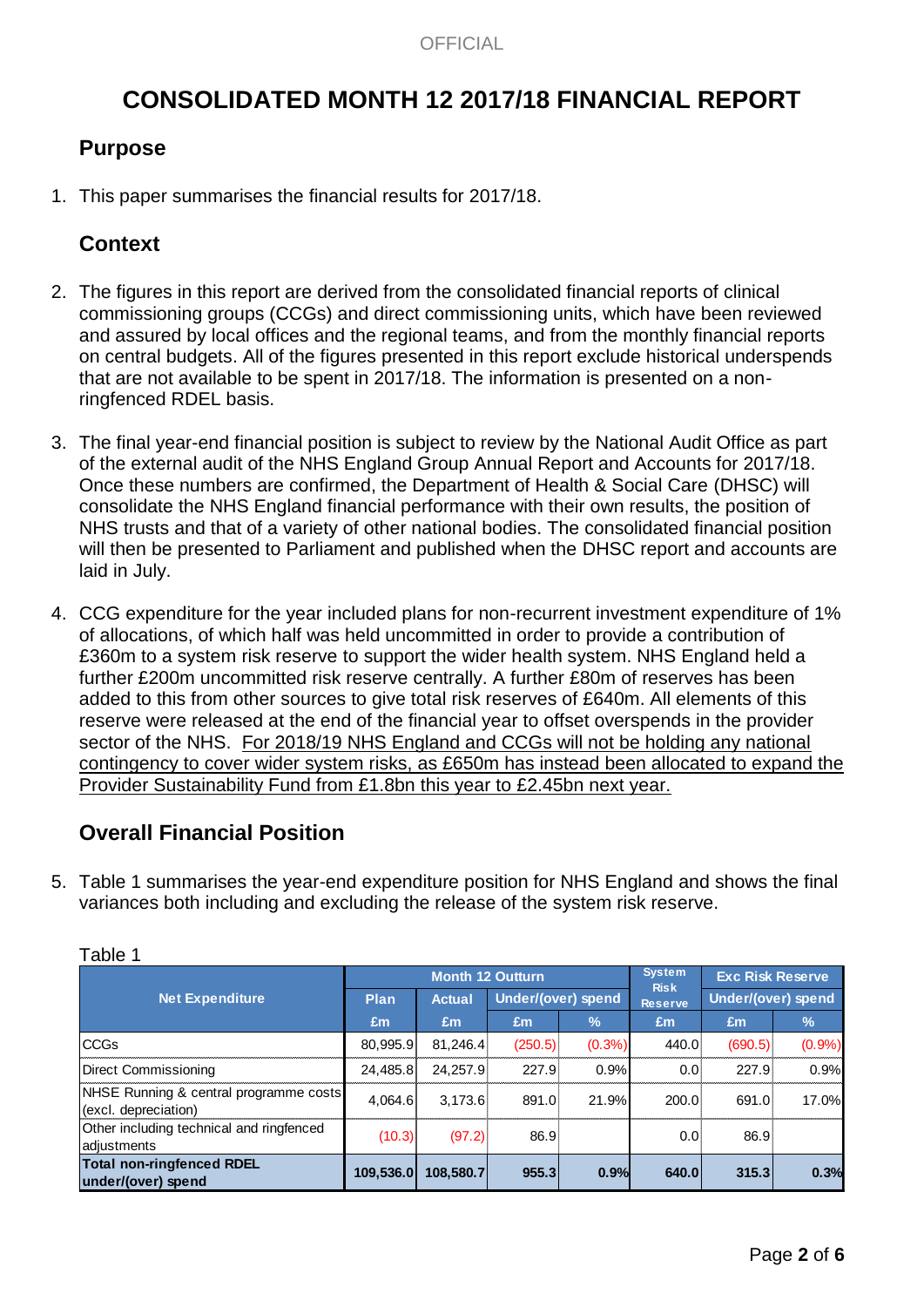OFFICIAL

# CONSOLIDATED MONTH 12 2017/18 FINANCIAL REPORT

## Purpose

1. This paper summarises the financial results for 2017/18.

## Context

2. The figures in this report are derived from the consolidated financial reports of clinical commissioning groups (CCGs) and direct commissioning units, which have been reviewed and assured by local offices and the regional teams, and from the monthly financial reports on central budgets. All of the figures presented in this report exclude historical underspends that are not available to be spent in 2017/18. The information is presented on a non-ringfenced RDEL basis.

3. The final year-end financial position is subject to review by the National Audit Office as part of the external audit of the NHS England Group Annual Report and Accounts for 2017/18. Once these numbers are confirmed, the Department of Health & Social Care (DHSC) will consolidate the NHS England financial performance with their own results, the position of NHS trusts and that of a variety of other national bodies. The consolidated financial position will then be presented to Parliament and published when the DHSC report and accounts are laid in July.

4. CCG expenditure for the year included plans for non-recurrent investment expenditure of 1% of allocations, of which half was held uncommitted in order to provide a contribution of £360m to a system risk reserve to support the wider health system. NHS England held a further £200m uncommitted risk reserve centrally. A further £80m of reserves has been added to this from other sources to give total risk reserves of £640m. All elements of this reserve were released at the end of the financial year to offset overspends in the provider sector of the NHS. <u>For 2018/19 NHS England and CCGs will not be holding any national contingency to cover wider system risks, as £650m has instead been allocated to expand the Provider Sustainability Fund from £1.8bn this year to £2.45bn next year.</u>

## Overall Financial Position

5. Table 1 summarises the year-end expenditure position for NHS England and shows the final variances both including and excluding the release of the system risk reserve.

Table 1

| Net Expenditure | Month 12 Outturn | | | | System Risk Reserve | Exc Risk Reserve | |
|---|---|---|---|---|---|---|---|
| | Plan | Actual | Under/(over) spend | | | Under/(over) spend | |
| | £m | £m | £m | % | £m | £m | % |
| CCGs | 80,995.9 | 81,246.4 | (250.5) | (0.3%) | 440.0 | (690.5) | (0.9%) |
| Direct Commissioning | 24,485.8 | 24,257.9 | 227.9 | 0.9% | 0.0 | 227.9 | 0.9% |
| NHSE Running & central programme costs (excl. depreciation) | 4,064.6 | 3,173.6 | 891.0 | 21.9% | 200.0 | 691.0 | 17.0% |
| Other including technical and ringfenced adjustments | (10.3) | (97.2) | 86.9 | | 0.0 | 86.9 | |
| **Total non-ringfenced RDEL under/(over) spend** | **109,536.0** | **108,580.7** | **955.3** | **0.9%** | **640.0** | **315.3** | **0.3%** |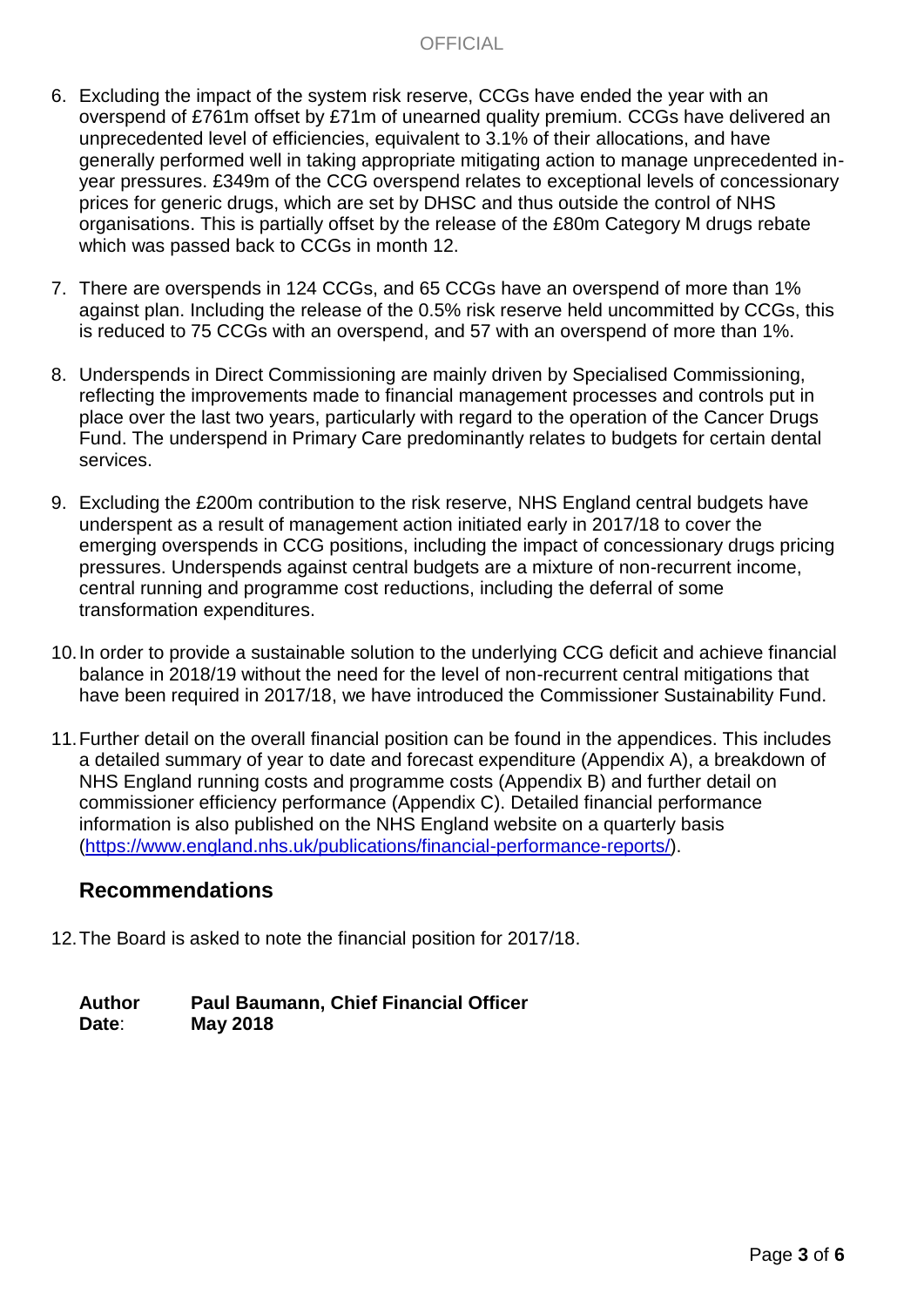6. Excluding the impact of the system risk reserve, CCGs have ended the year with an overspend of £761m offset by £71m of unearned quality premium. CCGs have delivered an unprecedented level of efficiencies, equivalent to 3.1% of their allocations, and have generally performed well in taking appropriate mitigating action to manage unprecedented in-year pressures. £349m of the CCG overspend relates to exceptional levels of concessionary prices for generic drugs, which are set by DHSC and thus outside the control of NHS organisations. This is partially offset by the release of the £80m Category M drugs rebate which was passed back to CCGs in month 12.

7. There are overspends in 124 CCGs, and 65 CCGs have an overspend of more than 1% against plan. Including the release of the 0.5% risk reserve held uncommitted by CCGs, this is reduced to 75 CCGs with an overspend, and 57 with an overspend of more than 1%.

8. Underspends in Direct Commissioning are mainly driven by Specialised Commissioning, reflecting the improvements made to financial management processes and controls put in place over the last two years, particularly with regard to the operation of the Cancer Drugs Fund. The underspend in Primary Care predominantly relates to budgets for certain dental services.

9. Excluding the £200m contribution to the risk reserve, NHS England central budgets have underspent as a result of management action initiated early in 2017/18 to cover the emerging overspends in CCG positions, including the impact of concessionary drugs pricing pressures. Underspends against central budgets are a mixture of non-recurrent income, central running and programme cost reductions, including the deferral of some transformation expenditures.

10. In order to provide a sustainable solution to the underlying CCG deficit and achieve financial balance in 2018/19 without the need for the level of non-recurrent central mitigations that have been required in 2017/18, we have introduced the Commissioner Sustainability Fund.

11. Further detail on the overall financial position can be found in the appendices. This includes a detailed summary of year to date and forecast expenditure (Appendix A), a breakdown of NHS England running costs and programme costs (Appendix B) and further detail on commissioner efficiency performance (Appendix C). Detailed financial performance information is also published on the NHS England website on a quarterly basis (https://www.england.nhs.uk/publications/financial-performance-reports/).

## Recommendations

12. The Board is asked to note the financial position for 2017/18.

**Author** **Paul Baumann, Chief Financial Officer**
**Date**: **May 2018**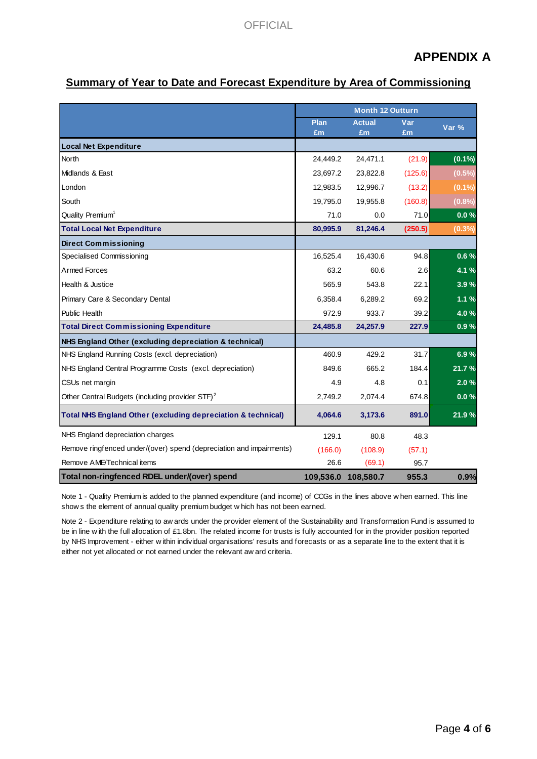# APPENDIX A

## Summary of Year to Date and Forecast Expenditure by Area of Commissioning

| | Month 12 Outturn | | | |
|---|---|---|---|---|
| | Plan £m | Actual £m | Var £m | Var % |
| **Local Net Expenditure** | | | | |
| North | 24,449.2 | 24,471.1 | (21.9) | (0.1%) |
| Midlands & East | 23,697.2 | 23,822.8 | (125.6) | (0.5%) |
| London | 12,983.5 | 12,996.7 | (13.2) | (0.1%) |
| South | 19,795.0 | 19,955.8 | (160.8) | (0.8%) |
| Quality Premium[1] | 71.0 | 0.0 | 71.0 | 0.0 % |
| **Total Local Net Expenditure** | **80,995.9** | **81,246.4** | **(250.5)** | **(0.3%)** |
| **Direct Commissioning** | | | | |
| Specialised Commissioning | 16,525.4 | 16,430.6 | 94.8 | 0.6 % |
| Armed Forces | 63.2 | 60.6 | 2.6 | 4.1 % |
| Health & Justice | 565.9 | 543.8 | 22.1 | 3.9 % |
| Primary Care & Secondary Dental | 6,358.4 | 6,289.2 | 69.2 | 1.1 % |
| Public Health | 972.9 | 933.7 | 39.2 | 4.0 % |
| **Total Direct Commissioning Expenditure** | **24,485.8** | **24,257.9** | **227.9** | **0.9 %** |
| **NHS England Other (excluding depreciation & technical)** | | | | |
| NHS England Running Costs (excl. depreciation) | 460.9 | 429.2 | 31.7 | 6.9 % |
| NHS England Central Programme Costs (excl. depreciation) | 849.6 | 665.2 | 184.4 | 21.7 % |
| CSUs net margin | 4.9 | 4.8 | 0.1 | 2.0 % |
| Other Central Budgets (including provider STF)[2] | 2,749.2 | 2,074.4 | 674.8 | 0.0 % |
| **Total NHS England Other (excluding depreciation & technical)** | **4,064.6** | **3,173.6** | **891.0** | **21.9 %** |
| NHS England depreciation charges | 129.1 | 80.8 | 48.3 | |
| Remove ringfenced under/(over) spend (depreciation and impairments) | (166.0) | (108.9) | (57.1) | |
| Remove AME/Technical items | 26.6 | (69.1) | 95.7 | |
| **Total non-ringfenced RDEL under/(over) spend** | **109,536.0** | **108,580.7** | **955.3** | **0.9%** |

Note 1 - Quality Premium is added to the planned expenditure (and income) of CCGs in the lines above when earned. This line shows the element of annual quality premium budget which has not been earned.

Note 2 - Expenditure relating to awards under the provider element of the Sustainability and Transformation Fund is assumed to be in line with the full allocation of £1.8bn. The related income for trusts is fully accounted for in the provider position reported by NHS Improvement - either within individual organisations' results and forecasts or as a separate line to the extent that it is either not yet allocated or not earned under the relevant award criteria.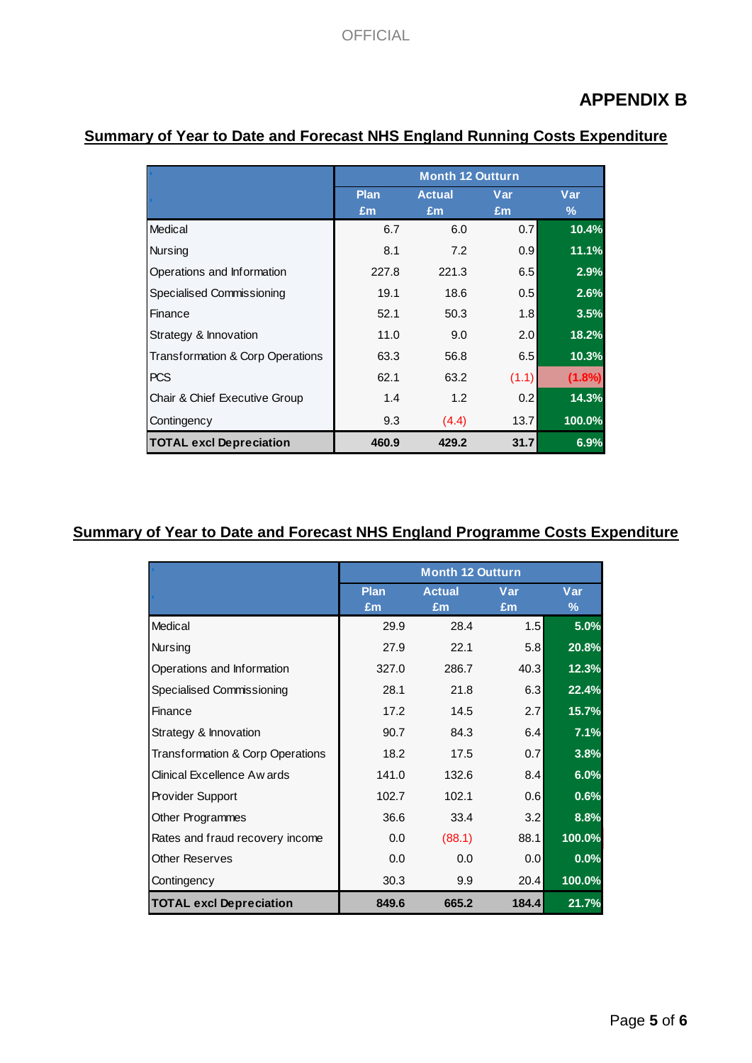OFFICIAL

# APPENDIX B

## Summary of Year to Date and Forecast NHS England Running Costs Expenditure

| | Month 12 Outturn | | | |
|---|---|---|---|---|
| | Plan £m | Actual £m | Var £m | Var % |
| Medical | 6.7 | 6.0 | 0.7 | 10.4% |
| Nursing | 8.1 | 7.2 | 0.9 | 11.1% |
| Operations and Information | 227.8 | 221.3 | 6.5 | 2.9% |
| Specialised Commissioning | 19.1 | 18.6 | 0.5 | 2.6% |
| Finance | 52.1 | 50.3 | 1.8 | 3.5% |
| Strategy & Innovation | 11.0 | 9.0 | 2.0 | 18.2% |
| Transformation & Corp Operations | 63.3 | 56.8 | 6.5 | 10.3% |
| PCS | 62.1 | 63.2 | (1.1) | (1.8%) |
| Chair & Chief Executive Group | 1.4 | 1.2 | 0.2 | 14.3% |
| Contingency | 9.3 | (4.4) | 13.7 | 100.0% |
| **TOTAL excl Depreciation** | **460.9** | **429.2** | **31.7** | **6.9%** |

## Summary of Year to Date and Forecast NHS England Programme Costs Expenditure

| | Month 12 Outturn | | | |
|---|---|---|---|---|
| | Plan £m | Actual £m | Var £m | Var % |
| Medical | 29.9 | 28.4 | 1.5 | 5.0% |
| Nursing | 27.9 | 22.1 | 5.8 | 20.8% |
| Operations and Information | 327.0 | 286.7 | 40.3 | 12.3% |
| Specialised Commissioning | 28.1 | 21.8 | 6.3 | 22.4% |
| Finance | 17.2 | 14.5 | 2.7 | 15.7% |
| Strategy & Innovation | 90.7 | 84.3 | 6.4 | 7.1% |
| Transformation & Corp Operations | 18.2 | 17.5 | 0.7 | 3.8% |
| Clinical Excellence Awards | 141.0 | 132.6 | 8.4 | 6.0% |
| Provider Support | 102.7 | 102.1 | 0.6 | 0.6% |
| Other Programmes | 36.6 | 33.4 | 3.2 | 8.8% |
| Rates and fraud recovery income | 0.0 | (88.1) | 88.1 | 100.0% |
| Other Reserves | 0.0 | 0.0 | 0.0 | 0.0% |
| Contingency | 30.3 | 9.9 | 20.4 | 100.0% |
| **TOTAL excl Depreciation** | **849.6** | **665.2** | **184.4** | **21.7%** |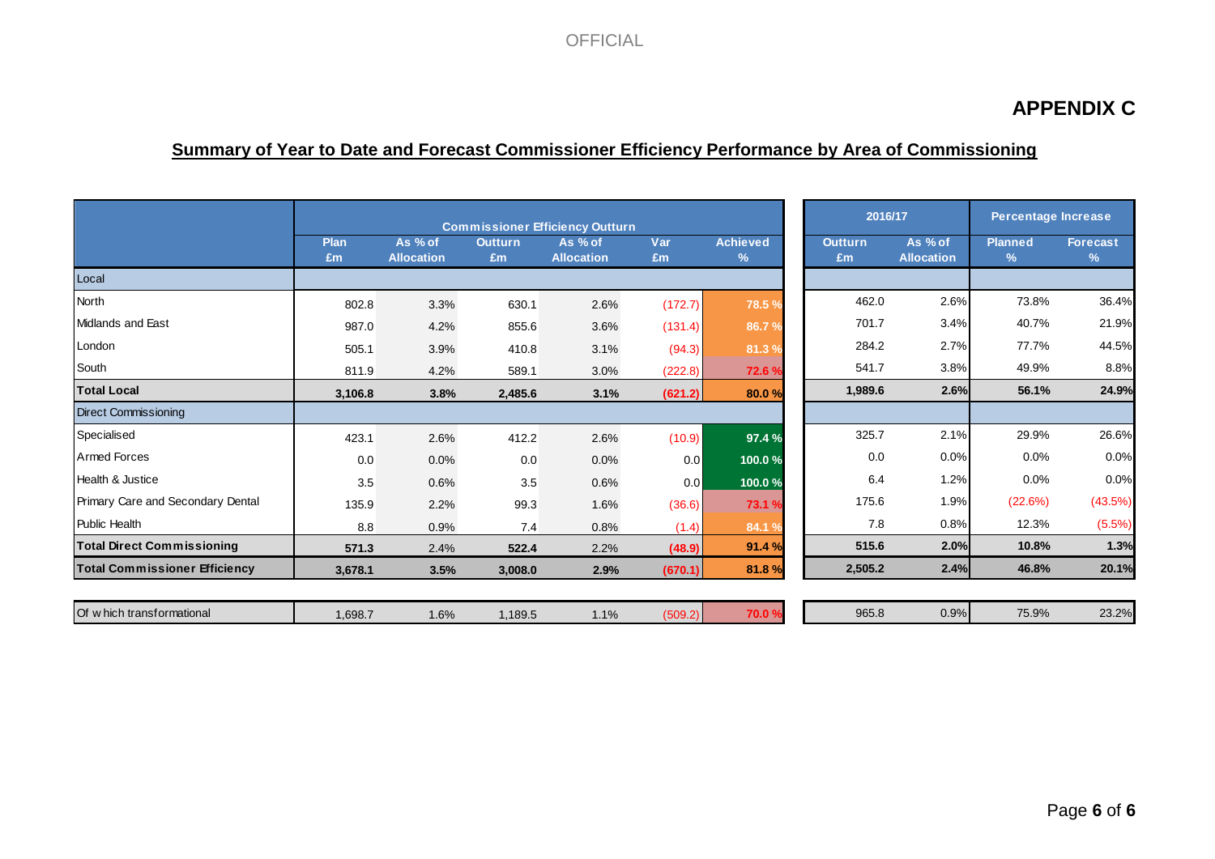OFFICIAL

# APPENDIX C

## Summary of Year to Date and Forecast Commissioner Efficiency Performance by Area of Commissioning

| | Commissioner Efficiency Outturn | | | | | | 2016/17 | | Percentage Increase | |
|---|---|---|---|---|---|---|---|---|---|---|
| | Plan £m | As % of Allocation | Outturn £m | As % of Allocation | Var £m | Achieved % | Outturn £m | As % of Allocation | Planned % | Forecast % |
| Local | | | | | | | | | | |
| North | 802.8 | 3.3% | 630.1 | 2.6% | (172.7) | 78.5 % | 462.0 | 2.6% | 73.8% | 36.4% |
| Midlands and East | 987.0 | 4.2% | 855.6 | 3.6% | (131.4) | 86.7 % | 701.7 | 3.4% | 40.7% | 21.9% |
| London | 505.1 | 3.9% | 410.8 | 3.1% | (94.3) | 81.3 % | 284.2 | 2.7% | 77.7% | 44.5% |
| South | 811.9 | 4.2% | 589.1 | 3.0% | (222.8) | 72.6 % | 541.7 | 3.8% | 49.9% | 8.8% |
| **Total Local** | **3,106.8** | **3.8%** | **2,485.6** | **3.1%** | **(621.2)** | **80.0 %** | **1,989.6** | **2.6%** | **56.1%** | **24.9%** |
| Direct Commissioning | | | | | | | | | | |
| Specialised | 423.1 | 2.6% | 412.2 | 2.6% | (10.9) | 97.4 % | 325.7 | 2.1% | 29.9% | 26.6% |
| Armed Forces | 0.0 | 0.0% | 0.0 | 0.0% | 0.0 | 100.0 % | 0.0 | 0.0% | 0.0% | 0.0% |
| Health & Justice | 3.5 | 0.6% | 3.5 | 0.6% | 0.0 | 100.0 % | 6.4 | 1.2% | 0.0% | 0.0% |
| Primary Care and Secondary Dental | 135.9 | 2.2% | 99.3 | 1.6% | (36.6) | 73.1 % | 175.6 | 1.9% | (22.6%) | (43.5%) |
| Public Health | 8.8 | 0.9% | 7.4 | 0.8% | (1.4) | 84.1 % | 7.8 | 0.8% | 12.3% | (5.5%) |
| **Total Direct Commissioning** | **571.3** | 2.4% | **522.4** | 2.2% | **(48.9)** | **91.4 %** | **515.6** | **2.0%** | **10.8%** | **1.3%** |
| **Total Commissioner Efficiency** | **3,678.1** | **3.5%** | **3,008.0** | **2.9%** | **(670.1)** | **81.8 %** | **2,505.2** | **2.4%** | **46.8%** | **20.1%** |
| | | | | | | | | | | |
| Of which transformational | 1,698.7 | 1.6% | 1,189.5 | 1.1% | (509.2) | 70.0 % | 965.8 | 0.9% | 75.9% | 23.2% |